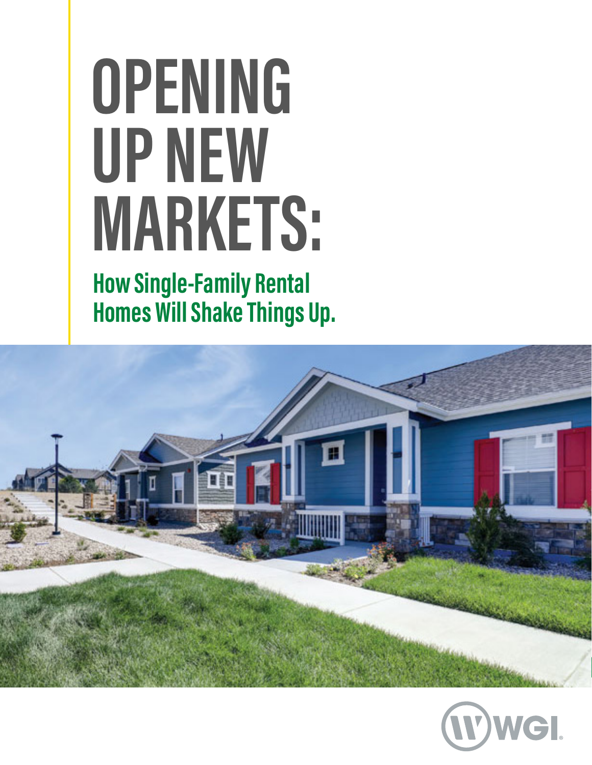# OPENING UP NEW MARKETS:

## How Single-Family Rental Homes Will Shake Things Up.

WGI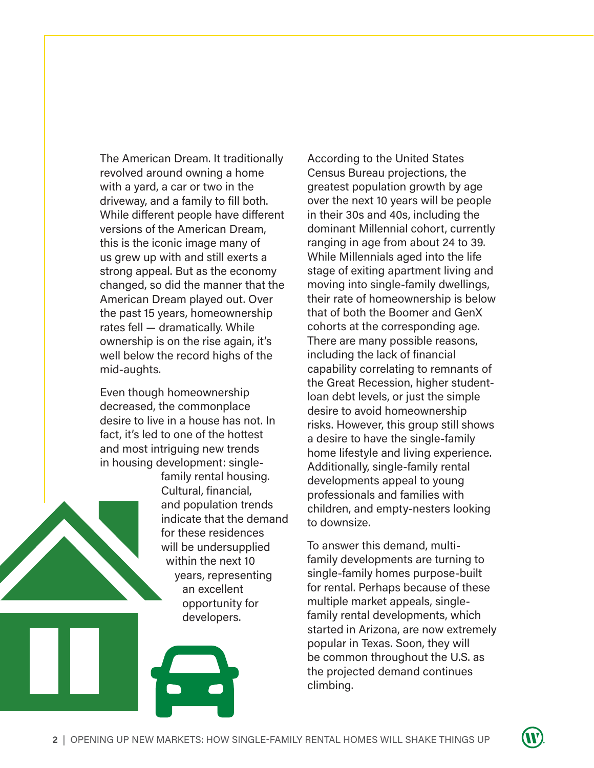The American Dream. It traditionally revolved around owning a home with a yard, a car or two in the driveway, and a family to fill both. While different people have different versions of the American Dream, this is the iconic image many of us grew up with and still exerts a strong appeal. But as the economy changed, so did the manner that the American Dream played out. Over the past 15 years, homeownership rates fell — dramatically. While ownership is on the rise again, it's well below the record highs of the mid-aughts.

Even though homeownership decreased, the commonplace desire to live in a house has not. In fact, it's led to one of the hottest and most intriguing new trends in housing development: single-family rental housing. Cultural, financial, and population trends indicate that the demand for these residences will be undersupplied within the next 10 years, representing an excellent opportunity for developers.

According to the United States Census Bureau projections, the greatest population growth by age over the next 10 years will be people in their 30s and 40s, including the dominant Millennial cohort, currently ranging in age from about 24 to 39. While Millennials aged into the life stage of exiting apartment living and moving into single-family dwellings, their rate of homeownership is below that of both the Boomer and GenX cohorts at the corresponding age. There are many possible reasons, including the lack of financial capability correlating to remnants of the Great Recession, higher student-loan debt levels, or just the simple desire to avoid homeownership risks. However, this group still shows a desire to have the single-family home lifestyle and living experience. Additionally, single-family rental developments appeal to young professionals and families with children, and empty-nesters looking to downsize.

To answer this demand, multi-family developments are turning to single-family homes purpose-built for rental. Perhaps because of these multiple market appeals, single-family rental developments, which started in Arizona, are now extremely popular in Texas. Soon, they will be common throughout the U.S. as the projected demand continues climbing.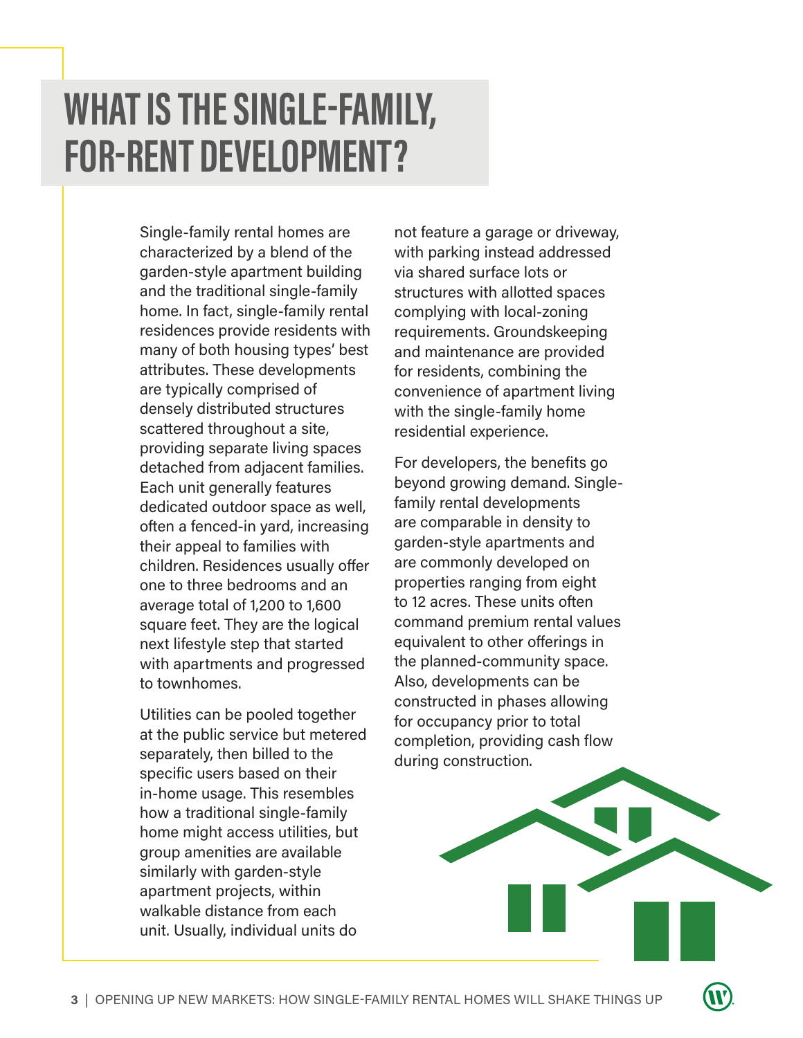# WHAT IS THE SINGLE-FAMILY, FOR-RENT DEVELOPMENT?

Single-family rental homes are characterized by a blend of the garden-style apartment building and the traditional single-family home. In fact, single-family rental residences provide residents with many of both housing types' best attributes. These developments are typically comprised of densely distributed structures scattered throughout a site, providing separate living spaces detached from adjacent families. Each unit generally features dedicated outdoor space as well, often a fenced-in yard, increasing their appeal to families with children. Residences usually offer one to three bedrooms and an average total of 1,200 to 1,600 square feet. They are the logical next lifestyle step that started with apartments and progressed to townhomes.

Utilities can be pooled together at the public service but metered separately, then billed to the specific users based on their in-home usage. This resembles how a traditional single-family home might access utilities, but group amenities are available similarly with garden-style apartment projects, within walkable distance from each unit. Usually, individual units do not feature a garage or driveway, with parking instead addressed via shared surface lots or structures with allotted spaces complying with local-zoning requirements. Groundskeeping and maintenance are provided for residents, combining the convenience of apartment living with the single-family home residential experience.

For developers, the benefits go beyond growing demand. Single-family rental developments are comparable in density to garden-style apartments and are commonly developed on properties ranging from eight to 12 acres. These units often command premium rental values equivalent to other offerings in the planned-community space. Also, developments can be constructed in phases allowing for occupancy prior to total completion, providing cash flow during construction.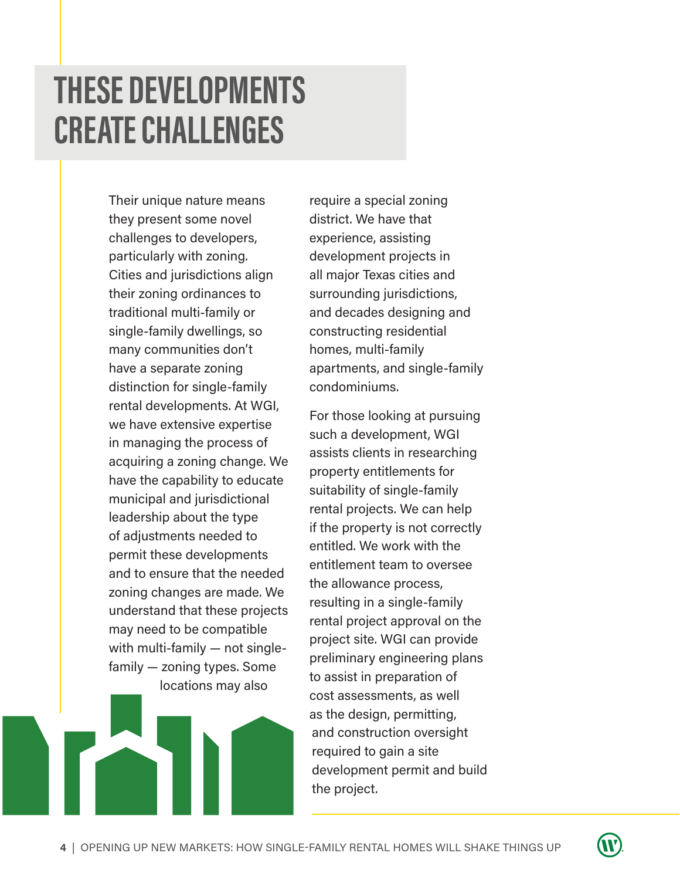# THESE DEVELOPMENTS CREATE CHALLENGES

Their unique nature means they present some novel challenges to developers, particularly with zoning. Cities and jurisdictions align their zoning ordinances to traditional multi-family or single-family dwellings, so many communities don't have a separate zoning distinction for single-family rental developments. At WGI, we have extensive expertise in managing the process of acquiring a zoning change. We have the capability to educate municipal and jurisdictional leadership about the type of adjustments needed to permit these developments and to ensure that the needed zoning changes are made. We understand that these projects may need to be compatible with multi-family — not single-family — zoning types. Some locations may also require a special zoning district. We have that experience, assisting development projects in all major Texas cities and surrounding jurisdictions, and decades designing and constructing residential homes, multi-family apartments, and single-family condominiums.

For those looking at pursuing such a development, WGI assists clients in researching property entitlements for suitability of single-family rental projects. We can help if the property is not correctly entitled. We work with the entitlement team to oversee the allowance process, resulting in a single-family rental project approval on the project site. WGI can provide preliminary engineering plans to assist in preparation of cost assessments, as well as the design, permitting, and construction oversight required to gain a site development permit and build the project.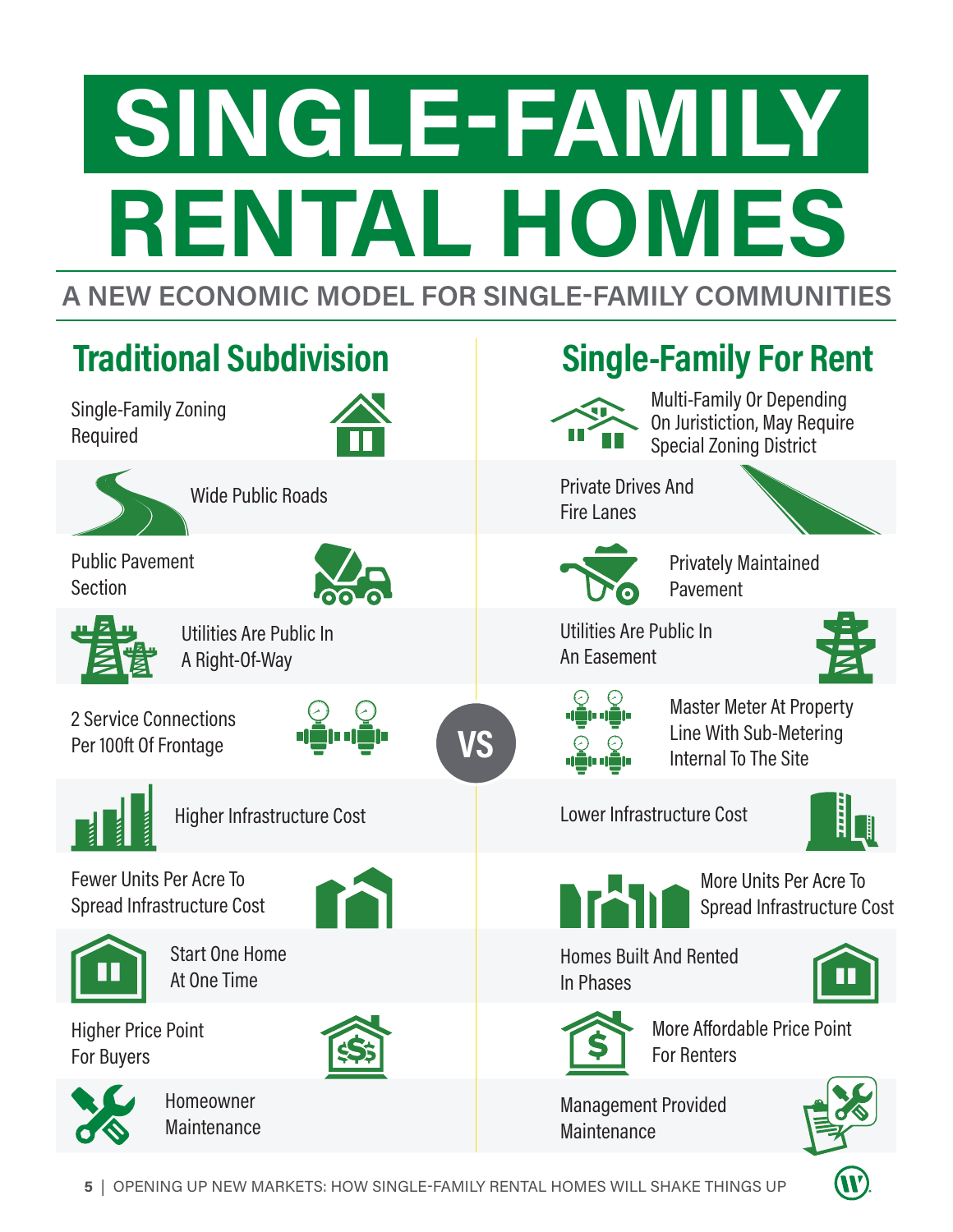# SINGLE-FAMILY RENTAL HOMES

## A NEW ECONOMIC MODEL FOR SINGLE-FAMILY COMMUNITIES

| Traditional Subdivision | VS | Single-Family For Rent |
|---|---|---|
| Single-Family Zoning Required | | Multi-Family Or Depending On Juristiction, May Require Special Zoning District |
| Wide Public Roads | | Private Drives And Fire Lanes |
| Public Pavement Section | | Privately Maintained Pavement |
| Utilities Are Public In A Right-Of-Way | | Utilities Are Public In An Easement |
| 2 Service Connections Per 100ft Of Frontage | | Master Meter At Property Line With Sub-Metering Internal To The Site |
| Higher Infrastructure Cost | | Lower Infrastructure Cost |
| Fewer Units Per Acre To Spread Infrastructure Cost | | More Units Per Acre To Spread Infrastructure Cost |
| Start One Home At One Time | | Homes Built And Rented In Phases |
| Higher Price Point For Buyers | | More Affordable Price Point For Renters |
| Homeowner Maintenance | | Management Provided Maintenance |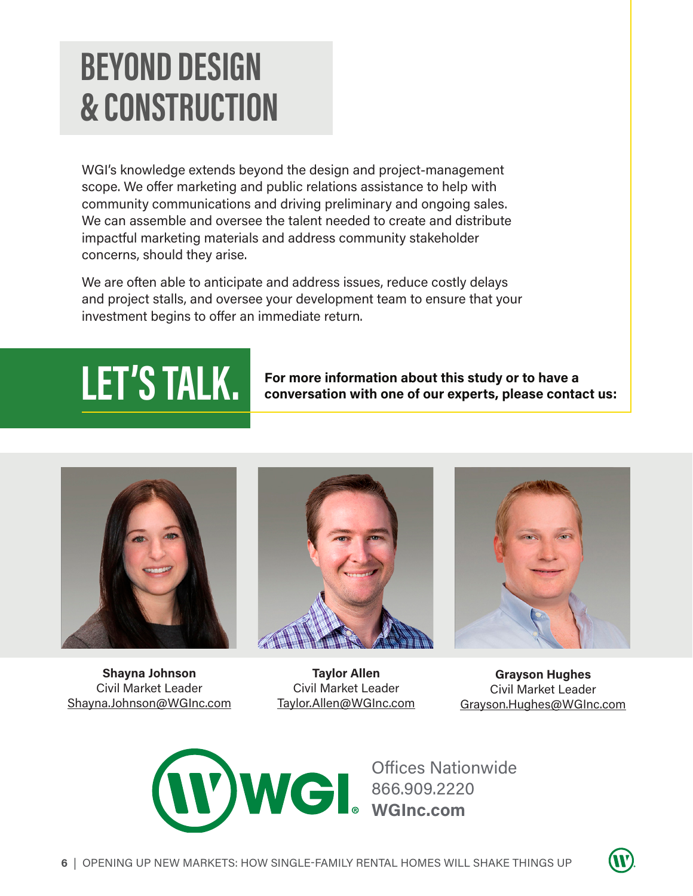# BEYOND DESIGN & CONSTRUCTION

WGI's knowledge extends beyond the design and project-management scope. We offer marketing and public relations assistance to help with community communications and driving preliminary and ongoing sales. We can assemble and oversee the talent needed to create and distribute impactful marketing materials and address community stakeholder concerns, should they arise.

We are often able to anticipate and address issues, reduce costly delays and project stalls, and oversee your development team to ensure that your investment begins to offer an immediate return.

# LET'S TALK.

**For more information about this study or to have a conversation with one of our experts, please contact us:**

**Shayna Johnson**
Civil Market Leader
Shayna.Johnson@WGInc.com

**Taylor Allen**
Civil Market Leader
Taylor.Allen@WGInc.com

**Grayson Hughes**
Civil Market Leader
Grayson.Hughes@WGInc.com

WGI®

Offices Nationwide
866.909.2220
**WGInc.com**